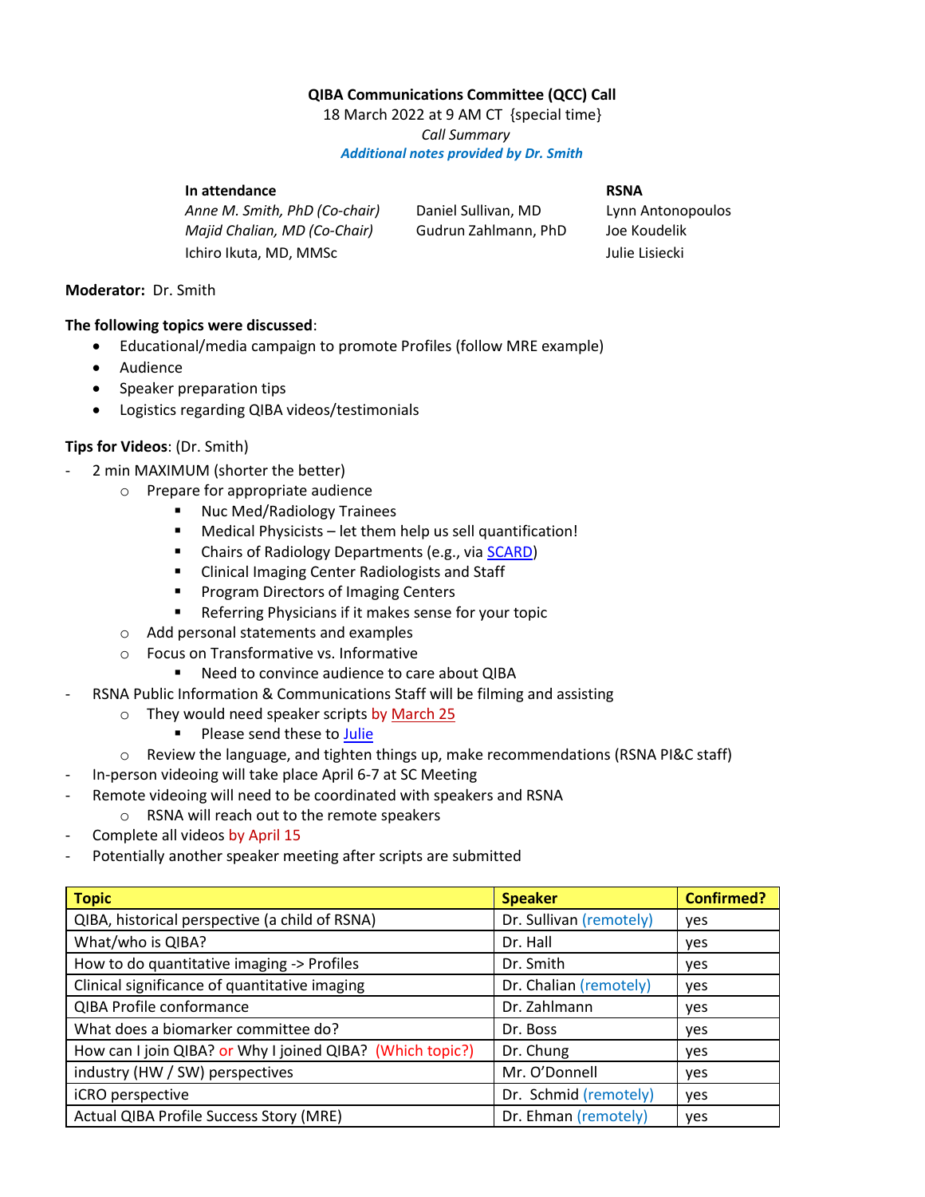**QIBA Communications Committee (QCC) Call**

18 March 2022 at 9 AM CT {special time}

*Call Summary*

***Additional notes provided by Dr. Smith***

**In attendance**

*Anne M. Smith, PhD (Co-chair)*
*Majid Chalian, MD (Co-Chair)*
Ichiro Ikuta, MD, MMSc
Daniel Sullivan, MD
Gudrun Zahlmann, PhD

**RSNA**

Lynn Antonopoulos
Joe Koudelik
Julie Lisiecki

**Moderator:** Dr. Smith

**The following topics were discussed**:

- Educational/media campaign to promote Profiles (follow MRE example)
- Audience
- Speaker preparation tips
- Logistics regarding QIBA videos/testimonials

**Tips for Videos**: (Dr. Smith)

- 2 min MAXIMUM (shorter the better)
  - Prepare for appropriate audience
    - Nuc Med/Radiology Trainees
    - Medical Physicists – let them help us sell quantification!
    - Chairs of Radiology Departments (e.g., via SCARD)
    - Clinical Imaging Center Radiologists and Staff
    - Program Directors of Imaging Centers
    - Referring Physicians if it makes sense for your topic
  - Add personal statements and examples
  - Focus on Transformative vs. Informative
    - Need to convince audience to care about QIBA
- RSNA Public Information & Communications Staff will be filming and assisting
  - They would need speaker scripts by March 25
    - Please send these to Julie
  - Review the language, and tighten things up, make recommendations (RSNA PI&C staff)
- In-person videoing will take place April 6-7 at SC Meeting
- Remote videoing will need to be coordinated with speakers and RSNA
  - RSNA will reach out to the remote speakers
- Complete all videos by April 15
- Potentially another speaker meeting after scripts are submitted

| Topic | Speaker | Confirmed? |
|---|---|---|
| QIBA, historical perspective (a child of RSNA) | Dr. Sullivan (remotely) | yes |
| What/who is QIBA? | Dr. Hall | yes |
| How to do quantitative imaging -> Profiles | Dr. Smith | yes |
| Clinical significance of quantitative imaging | Dr. Chalian (remotely) | yes |
| QIBA Profile conformance | Dr. Zahlmann | yes |
| What does a biomarker committee do? | Dr. Boss | yes |
| How can I join QIBA? or Why I joined QIBA? (Which topic?) | Dr. Chung | yes |
| industry (HW / SW) perspectives | Mr. O'Donnell | yes |
| iCRO perspective | Dr. Schmid (remotely) | yes |
| Actual QIBA Profile Success Story (MRE) | Dr. Ehman (remotely) | yes |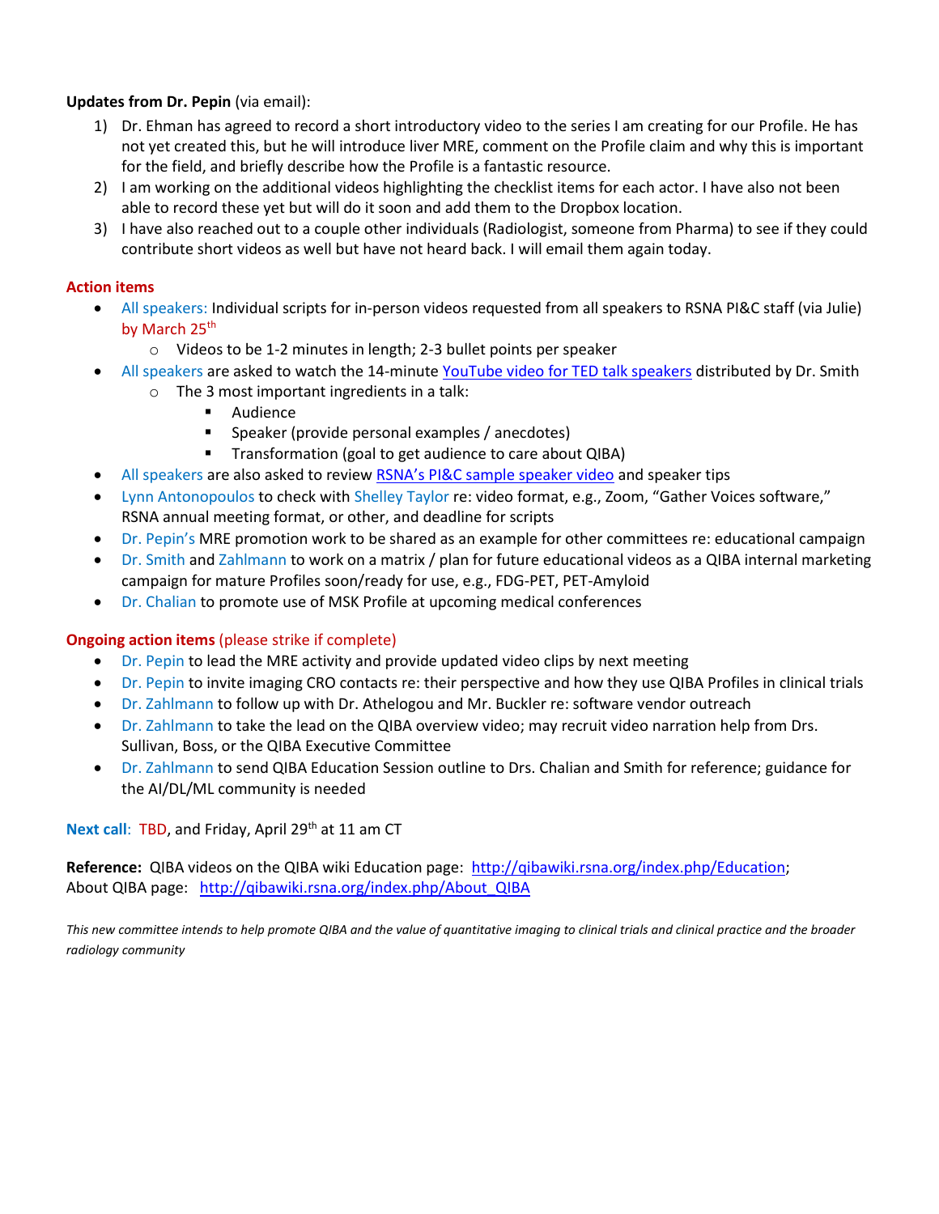**Updates from Dr. Pepin** (via email):

1) Dr. Ehman has agreed to record a short introductory video to the series I am creating for our Profile. He has not yet created this, but he will introduce liver MRE, comment on the Profile claim and why this is important for the field, and briefly describe how the Profile is a fantastic resource.
2) I am working on the additional videos highlighting the checklist items for each actor. I have also not been able to record these yet but will do it soon and add them to the Dropbox location.
3) I have also reached out to a couple other individuals (Radiologist, someone from Pharma) to see if they could contribute short videos as well but have not heard back. I will email them again today.

**Action items**

- All speakers: Individual scripts for in-person videos requested from all speakers to RSNA PI&C staff (via Julie) by March 25th
  - Videos to be 1-2 minutes in length; 2-3 bullet points per speaker
- All speakers are asked to watch the 14-minute YouTube video for TED talk speakers distributed by Dr. Smith
  - The 3 most important ingredients in a talk:
    - Audience
    - Speaker (provide personal examples / anecdotes)
    - Transformation (goal to get audience to care about QIBA)
- All speakers are also asked to review RSNA's PI&C sample speaker video and speaker tips
- Lynn Antonopoulos to check with Shelley Taylor re: video format, e.g., Zoom, "Gather Voices software," RSNA annual meeting format, or other, and deadline for scripts
- Dr. Pepin's MRE promotion work to be shared as an example for other committees re: educational campaign
- Dr. Smith and Zahlmann to work on a matrix / plan for future educational videos as a QIBA internal marketing campaign for mature Profiles soon/ready for use, e.g., FDG-PET, PET-Amyloid
- Dr. Chalian to promote use of MSK Profile at upcoming medical conferences

**Ongoing action items** (please strike if complete)

- Dr. Pepin to lead the MRE activity and provide updated video clips by next meeting
- Dr. Pepin to invite imaging CRO contacts re: their perspective and how they use QIBA Profiles in clinical trials
- Dr. Zahlmann to follow up with Dr. Athelogou and Mr. Buckler re: software vendor outreach
- Dr. Zahlmann to take the lead on the QIBA overview video; may recruit video narration help from Drs. Sullivan, Boss, or the QIBA Executive Committee
- Dr. Zahlmann to send QIBA Education Session outline to Drs. Chalian and Smith for reference; guidance for the AI/DL/ML community is needed

**Next call**: TBD, and Friday, April 29th at 11 am CT

**Reference:** QIBA videos on the QIBA wiki Education page: http://qibawiki.rsna.org/index.php/Education; About QIBA page: http://qibawiki.rsna.org/index.php/About_QIBA

*This new committee intends to help promote QIBA and the value of quantitative imaging to clinical trials and clinical practice and the broader radiology community*